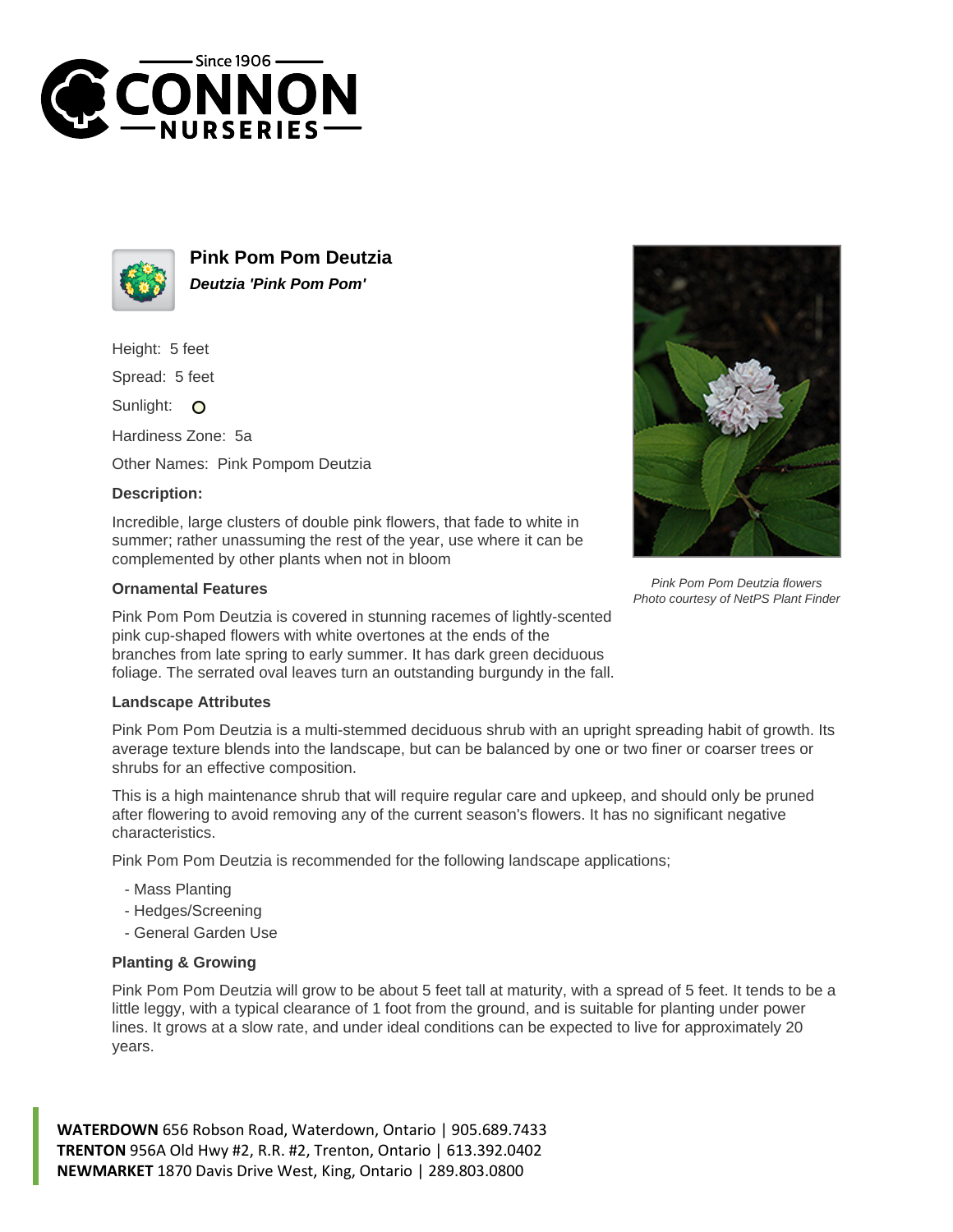# Pink Pom Pom Deutzia

***Deutzia 'Pink Pom Pom'***

Height: 5 feet

Spread: 5 feet

Sunlight: O

Hardiness Zone: 5a

Other Names: Pink Pompom Deutzia

### Description:

Incredible, large clusters of double pink flowers, that fade to white in summer; rather unassuming the rest of the year, use where it can be complemented by other plants when not in bloom

*Pink Pom Pom Deutzia flowers*
*Photo courtesy of NetPS Plant Finder*

### Ornamental Features

Pink Pom Pom Deutzia is covered in stunning racemes of lightly-scented pink cup-shaped flowers with white overtones at the ends of the branches from late spring to early summer. It has dark green deciduous foliage. The serrated oval leaves turn an outstanding burgundy in the fall.

### Landscape Attributes

Pink Pom Pom Deutzia is a multi-stemmed deciduous shrub with an upright spreading habit of growth. Its average texture blends into the landscape, but can be balanced by one or two finer or coarser trees or shrubs for an effective composition.

This is a high maintenance shrub that will require regular care and upkeep, and should only be pruned after flowering to avoid removing any of the current season's flowers. It has no significant negative characteristics.

Pink Pom Pom Deutzia is recommended for the following landscape applications;

- Mass Planting
- Hedges/Screening
- General Garden Use

### Planting & Growing

Pink Pom Pom Deutzia will grow to be about 5 feet tall at maturity, with a spread of 5 feet. It tends to be a little leggy, with a typical clearance of 1 foot from the ground, and is suitable for planting under power lines. It grows at a slow rate, and under ideal conditions can be expected to live for approximately 20 years.

**WATERDOWN** 656 Robson Road, Waterdown, Ontario | 905.689.7433
**TRENTON** 956A Old Hwy #2, R.R. #2, Trenton, Ontario | 613.392.0402
**NEWMARKET** 1870 Davis Drive West, King, Ontario | 289.803.0800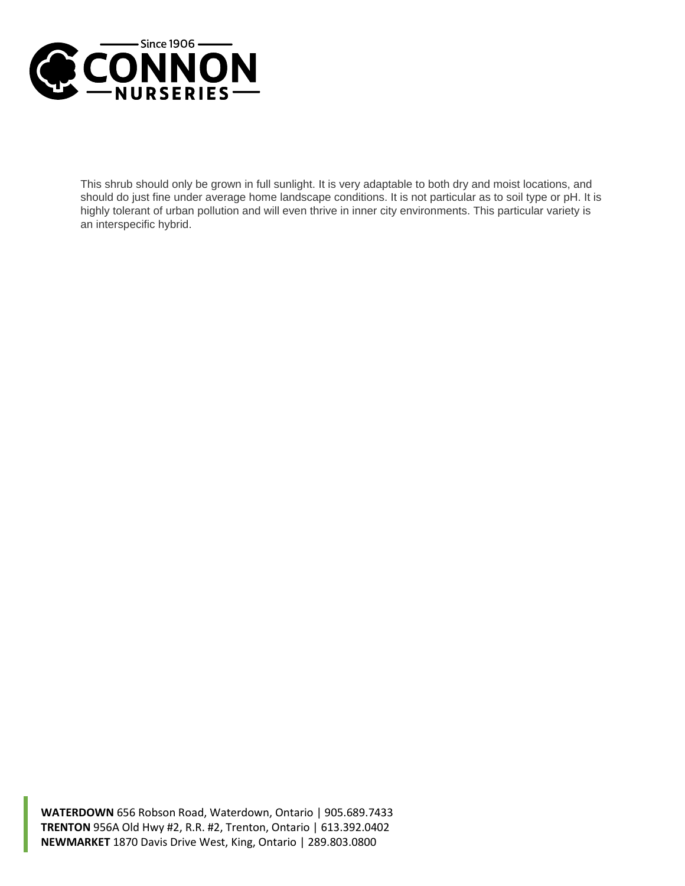This shrub should only be grown in full sunlight. It is very adaptable to both dry and moist locations, and should do just fine under average home landscape conditions. It is not particular as to soil type or pH. It is highly tolerant of urban pollution and will even thrive in inner city environments. This particular variety is an interspecific hybrid.